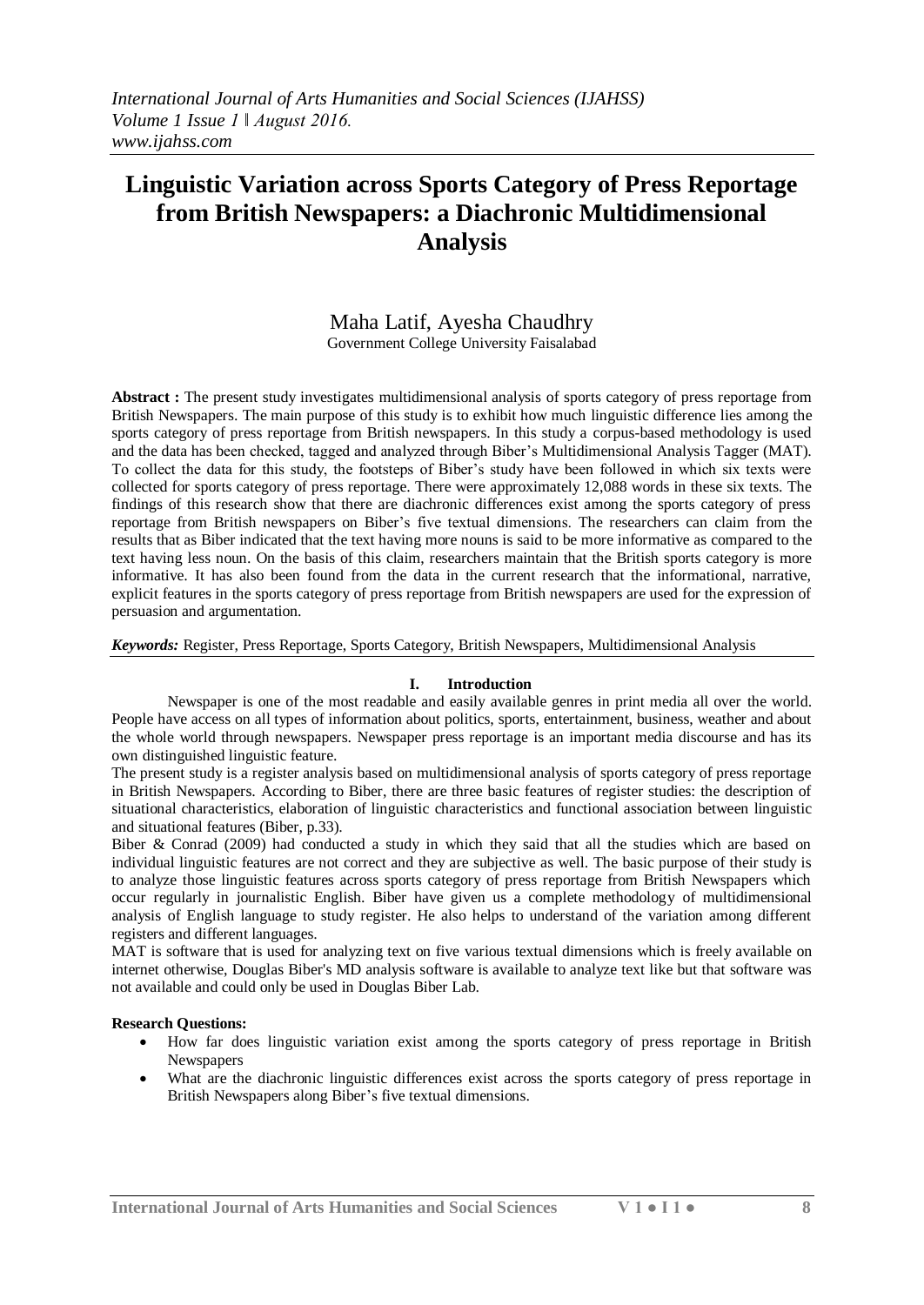# Linguistic Variation across Sports Category of Press Reportage from British Newspapers: a Diachronic Multidimensional Analysis

Maha Latif, Ayesha Chaudhry

Government College University Faisalabad

**Abstract :** The present study investigates multidimensional analysis of sports category of press reportage from British Newspapers. The main purpose of this study is to exhibit how much linguistic difference lies among the sports category of press reportage from British newspapers. In this study a corpus-based methodology is used and the data has been checked, tagged and analyzed through Biber's Multidimensional Analysis Tagger (MAT). To collect the data for this study, the footsteps of Biber's study have been followed in which six texts were collected for sports category of press reportage. There were approximately 12,088 words in these six texts. The findings of this research show that there are diachronic differences exist among the sports category of press reportage from British newspapers on Biber's five textual dimensions. The researchers can claim from the results that as Biber indicated that the text having more nouns is said to be more informative as compared to the text having less noun. On the basis of this claim, researchers maintain that the British sports category is more informative. It has also been found from the data in the current research that the informational, narrative, explicit features in the sports category of press reportage from British newspapers are used for the expression of persuasion and argumentation.

***Keywords:*** Register, Press Reportage, Sports Category, British Newspapers, Multidimensional Analysis

## I. Introduction

Newspaper is one of the most readable and easily available genres in print media all over the world. People have access on all types of information about politics, sports, entertainment, business, weather and about the whole world through newspapers. Newspaper press reportage is an important media discourse and has its own distinguished linguistic feature.

The present study is a register analysis based on multidimensional analysis of sports category of press reportage in British Newspapers. According to Biber, there are three basic features of register studies: the description of situational characteristics, elaboration of linguistic characteristics and functional association between linguistic and situational features (Biber, p.33).

Biber & Conrad (2009) had conducted a study in which they said that all the studies which are based on individual linguistic features are not correct and they are subjective as well. The basic purpose of their study is to analyze those linguistic features across sports category of press reportage from British Newspapers which occur regularly in journalistic English. Biber have given us a complete methodology of multidimensional analysis of English language to study register. He also helps to understand of the variation among different registers and different languages.

MAT is software that is used for analyzing text on five various textual dimensions which is freely available on internet otherwise, Douglas Biber's MD analysis software is available to analyze text like but that software was not available and could only be used in Douglas Biber Lab.

**Research Questions:**

- How far does linguistic variation exist among the sports category of press reportage in British Newspapers
- What are the diachronic linguistic differences exist across the sports category of press reportage in British Newspapers along Biber's five textual dimensions.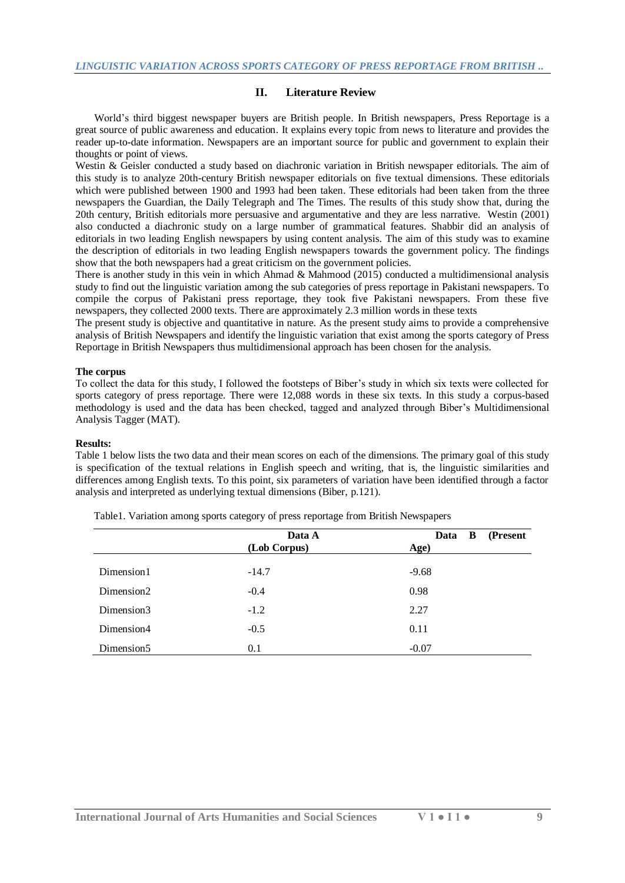## II. Literature Review

World's third biggest newspaper buyers are British people. In British newspapers, Press Reportage is a great source of public awareness and education. It explains every topic from news to literature and provides the reader up-to-date information. Newspapers are an important source for public and government to explain their thoughts or point of views.

Westin & Geisler conducted a study based on diachronic variation in British newspaper editorials. The aim of this study is to analyze 20th-century British newspaper editorials on five textual dimensions. These editorials which were published between 1900 and 1993 had been taken. These editorials had been taken from the three newspapers the Guardian, the Daily Telegraph and The Times. The results of this study show that, during the 20th century, British editorials more persuasive and argumentative and they are less narrative. Westin (2001) also conducted a diachronic study on a large number of grammatical features. Shabbir did an analysis of editorials in two leading English newspapers by using content analysis. The aim of this study was to examine the description of editorials in two leading English newspapers towards the government policy. The findings show that the both newspapers had a great criticism on the government policies.

There is another study in this vein in which Ahmad & Mahmood (2015) conducted a multidimensional analysis study to find out the linguistic variation among the sub categories of press reportage in Pakistani newspapers. To compile the corpus of Pakistani press reportage, they took five Pakistani newspapers. From these five newspapers, they collected 2000 texts. There are approximately 2.3 million words in these texts

The present study is objective and quantitative in nature. As the present study aims to provide a comprehensive analysis of British Newspapers and identify the linguistic variation that exist among the sports category of Press Reportage in British Newspapers thus multidimensional approach has been chosen for the analysis.

**The corpus**

To collect the data for this study, I followed the footsteps of Biber's study in which six texts were collected for sports category of press reportage. There were 12,088 words in these six texts. In this study a corpus-based methodology is used and the data has been checked, tagged and analyzed through Biber's Multidimensional Analysis Tagger (MAT).

**Results:**

Table 1 below lists the two data and their mean scores on each of the dimensions. The primary goal of this study is specification of the textual relations in English speech and writing, that is, the linguistic similarities and differences among English texts. To this point, six parameters of variation have been identified through a factor analysis and interpreted as underlying textual dimensions (Biber, p.121).

Table1. Variation among sports category of press reportage from British Newspapers

| | Data A (Lob Corpus) | Data B (Present Age) |
|---|---|---|
| Dimension1 | -14.7 | -9.68 |
| Dimension2 | -0.4 | 0.98 |
| Dimension3 | -1.2 | 2.27 |
| Dimension4 | -0.5 | 0.11 |
| Dimension5 | 0.1 | -0.07 |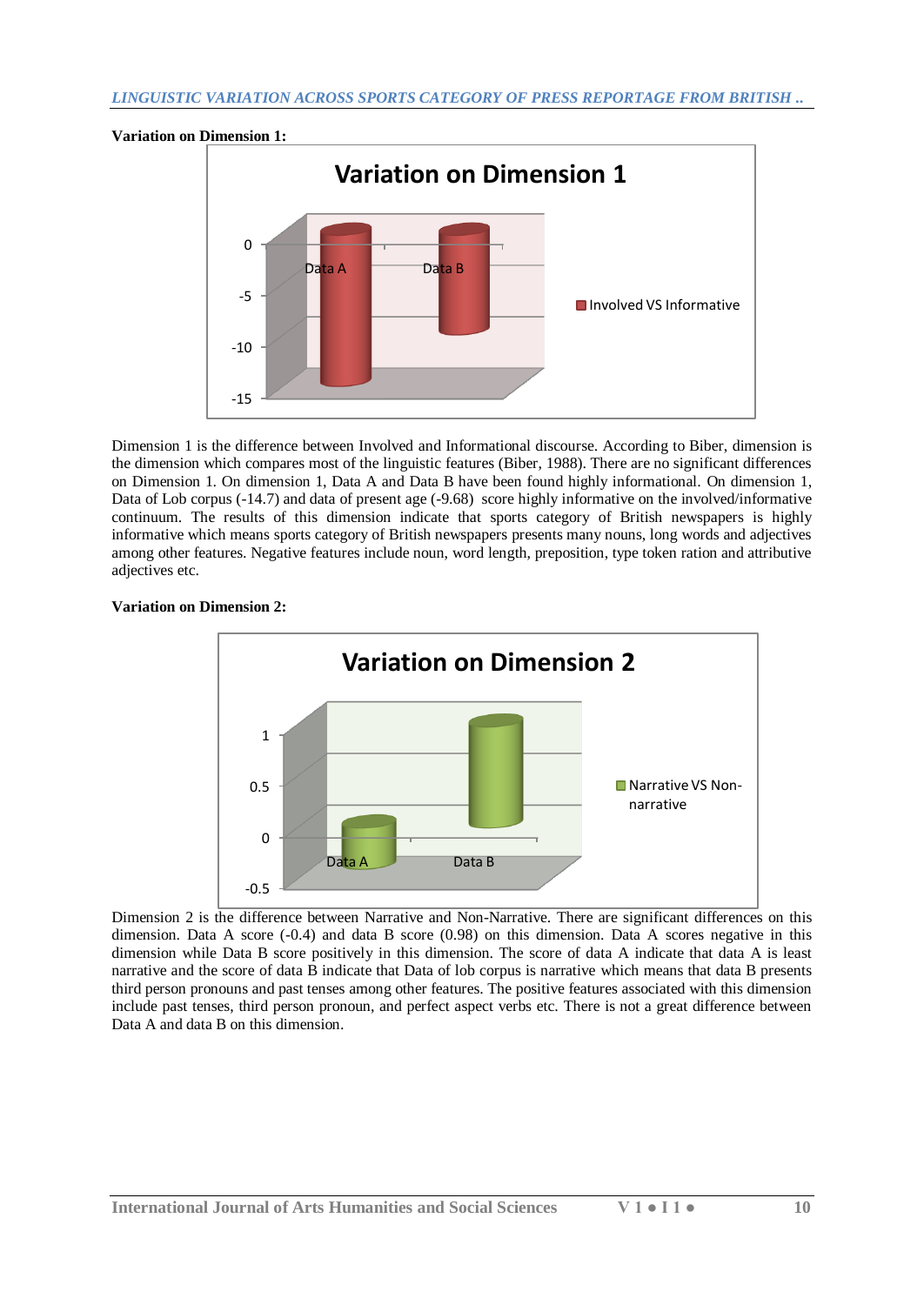**Variation on Dimension 1:**

Dimension 1 is the difference between Involved and Informational discourse. According to Biber, dimension is the dimension which compares most of the linguistic features (Biber, 1988). There are no significant differences on Dimension 1. On dimension 1, Data A and Data B have been found highly informational. On dimension 1, Data of Lob corpus (-14.7) and data of present age (-9.68) score highly informative on the involved/informative continuum. The results of this dimension indicate that sports category of British newspapers is highly informative which means sports category of British newspapers presents many nouns, long words and adjectives among other features. Negative features include noun, word length, preposition, type token ration and attributive adjectives etc.

**Variation on Dimension 2:**

Dimension 2 is the difference between Narrative and Non-Narrative. There are significant differences on this dimension. Data A score (-0.4) and data B score (0.98) on this dimension. Data A scores negative in this dimension while Data B score positively in this dimension. The score of data A indicate that data A is least narrative and the score of data B indicate that Data of lob corpus is narrative which means that data B presents third person pronouns and past tenses among other features. The positive features associated with this dimension include past tenses, third person pronoun, and perfect aspect verbs etc. There is not a great difference between Data A and data B on this dimension.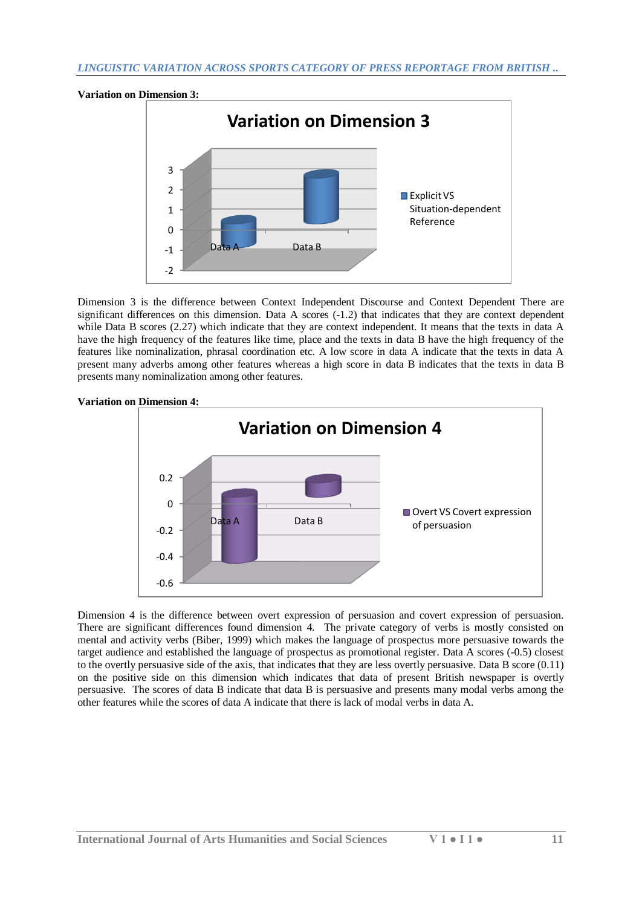**Variation on Dimension 3:**

Dimension 3 is the difference between Context Independent Discourse and Context Dependent There are significant differences on this dimension. Data A scores (-1.2) that indicates that they are context dependent while Data B scores (2.27) which indicate that they are context independent. It means that the texts in data A have the high frequency of the features like time, place and the texts in data B have the high frequency of the features like nominalization, phrasal coordination etc. A low score in data A indicate that the texts in data A present many adverbs among other features whereas a high score in data B indicates that the texts in data B presents many nominalization among other features.

**Variation on Dimension 4:**

Dimension 4 is the difference between overt expression of persuasion and covert expression of persuasion. There are significant differences found dimension 4. The private category of verbs is mostly consisted on mental and activity verbs (Biber, 1999) which makes the language of prospectus more persuasive towards the target audience and established the language of prospectus as promotional register. Data A scores (-0.5) closest to the overtly persuasive side of the axis, that indicates that they are less overtly persuasive. Data B score (0.11) on the positive side on this dimension which indicates that data of present British newspaper is overtly persuasive. The scores of data B indicate that data B is persuasive and presents many modal verbs among the other features while the scores of data A indicate that there is lack of modal verbs in data A.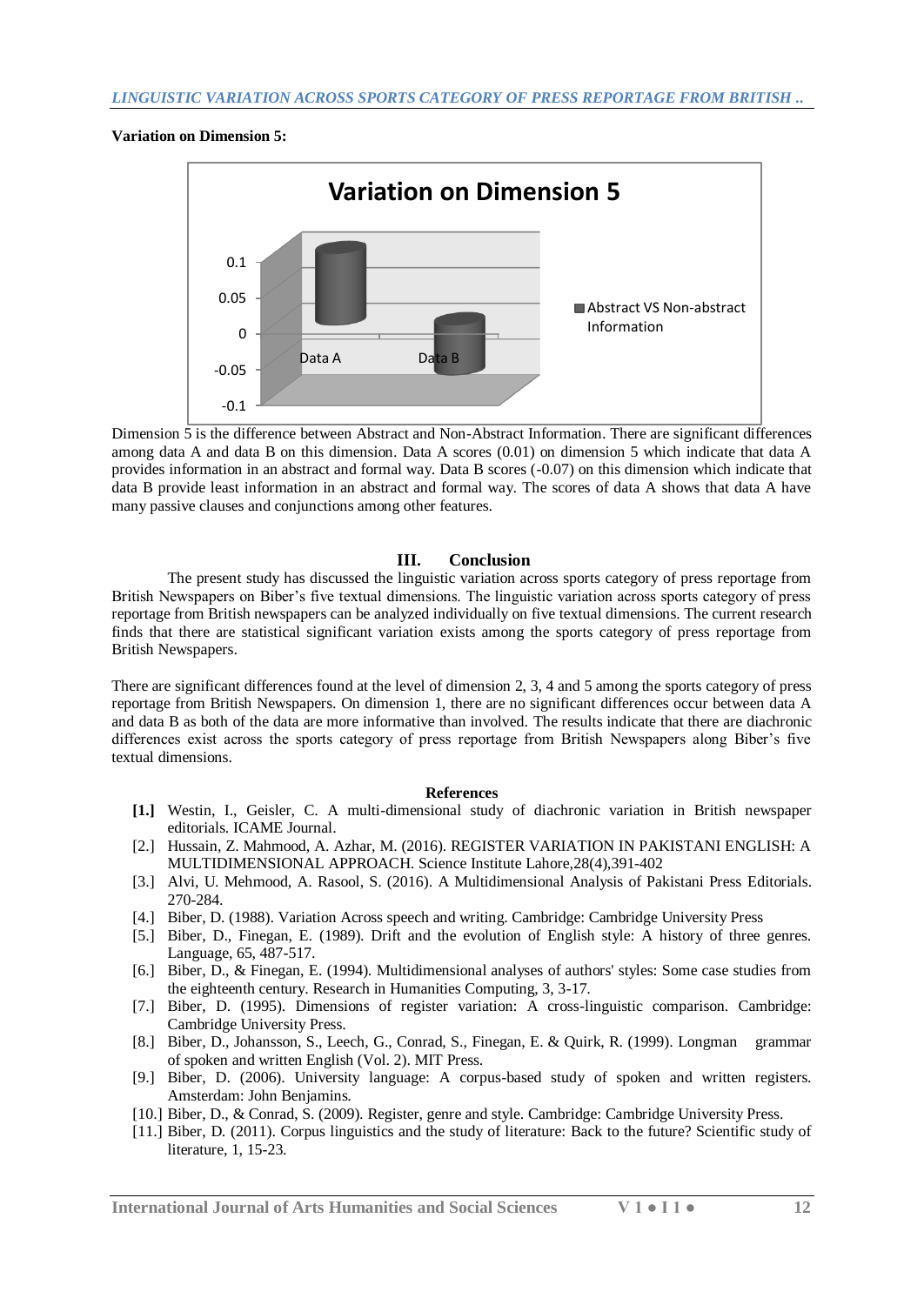**Variation on Dimension 5:**

Variation on Dimension 5

0.1

0.05

0

-0.05

-0.1

Data A

Data B

Abstract VS Non-abstract Information

Dimension 5 is the difference between Abstract and Non-Abstract Information. There are significant differences among data A and data B on this dimension. Data A scores (0.01) on dimension 5 which indicate that data A provides information in an abstract and formal way. Data B scores (-0.07) on this dimension which indicate that data B provide least information in an abstract and formal way. The scores of data A shows that data A have many passive clauses and conjunctions among other features.

## III. Conclusion

The present study has discussed the linguistic variation across sports category of press reportage from British Newspapers on Biber's five textual dimensions. The linguistic variation across sports category of press reportage from British newspapers can be analyzed individually on five textual dimensions. The current research finds that there are statistical significant variation exists among the sports category of press reportage from British Newspapers.

There are significant differences found at the level of dimension 2, 3, 4 and 5 among the sports category of press reportage from British Newspapers. On dimension 1, there are no significant differences occur between data A and data B as both of the data are more informative than involved. The results indicate that there are diachronic differences exist across the sports category of press reportage from British Newspapers along Biber's five textual dimensions.

### References

- **[1.]** Westin, I., Geisler, C. A multi-dimensional study of diachronic variation in British newspaper editorials. ICAME Journal.
- [2.] Hussain, Z. Mahmood, A. Azhar, M. (2016). REGISTER VARIATION IN PAKISTANI ENGLISH: A MULTIDIMENSIONAL APPROACH. Science Institute Lahore,28(4),391-402
- [3.] Alvi, U. Mehmood, A. Rasool, S. (2016). A Multidimensional Analysis of Pakistani Press Editorials. 270-284.
- [4.] Biber, D. (1988). Variation Across speech and writing. Cambridge: Cambridge University Press
- [5.] Biber, D., Finegan, E. (1989). Drift and the evolution of English style: A history of three genres. Language, 65, 487-517.
- [6.] Biber, D., & Finegan, E. (1994). Multidimensional analyses of authors' styles: Some case studies from the eighteenth century. Research in Humanities Computing, 3, 3-17.
- [7.] Biber, D. (1995). Dimensions of register variation: A cross-linguistic comparison. Cambridge: Cambridge University Press.
- [8.] Biber, D., Johansson, S., Leech, G., Conrad, S., Finegan, E. & Quirk, R. (1999). Longman grammar of spoken and written English (Vol. 2). MIT Press.
- [9.] Biber, D. (2006). University language: A corpus-based study of spoken and written registers. Amsterdam: John Benjamins.
- [10.] Biber, D., & Conrad, S. (2009). Register, genre and style. Cambridge: Cambridge University Press.
- [11.] Biber, D. (2011). Corpus linguistics and the study of literature: Back to the future? Scientific study of literature, 1, 15-23.